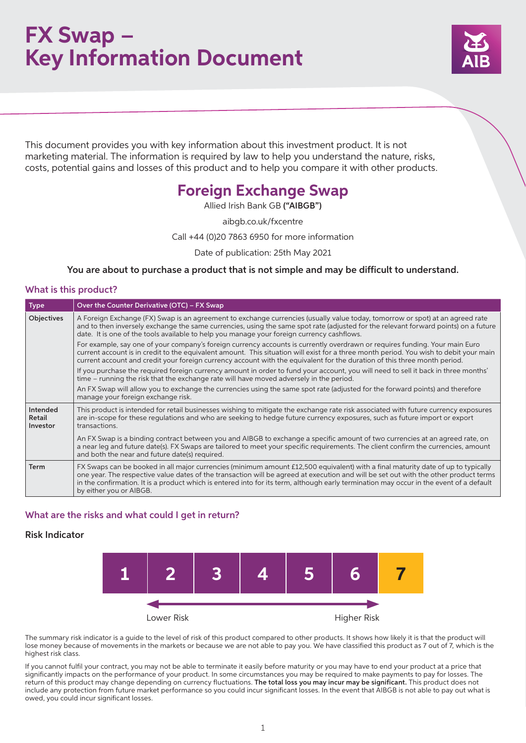# FX Swap – Key Information Document

This document provides you with key information about this investment product. It is not marketing material. The information is required by law to help you understand the nature, risks, costs, potential gains and losses of this product and to help you compare it with other products.

## Foreign Exchange Swap

Allied Irish Bank GB **("AIBGB")**

aibgb.co.uk/fxcentre

Call +44 (0)20 7863 6950 for more information

Date of publication: 25th May 2021

**You are about to purchase a product that is not simple and may be difficult to understand.**

### What is this product?

| Type | Over the Counter Derivative (OTC) – FX Swap |
|---|---|
| Objectives | A Foreign Exchange (FX) Swap is an agreement to exchange currencies (usually value today, tomorrow or spot) at an agreed rate and to then inversely exchange the same currencies, using the same spot rate (adjusted for the relevant forward points) on a future date. It is one of the tools available to help you manage your foreign currency cashflows.<br><br>For example, say one of your company's foreign currency accounts is currently overdrawn or requires funding. Your main Euro current account is in credit to the equivalent amount. This situation will exist for a three month period. You wish to debit your main current account and credit your foreign currency account with the equivalent for the duration of this three month period.<br><br>If you purchase the required foreign currency amount in order to fund your account, you will need to sell it back in three months' time – running the risk that the exchange rate will have moved adversely in the period.<br><br>An FX Swap will allow you to exchange the currencies using the same spot rate (adjusted for the forward points) and therefore manage your foreign exchange risk. |
| Intended Retail Investor | This product is intended for retail businesses wishing to mitigate the exchange rate risk associated with future currency exposures are in-scope for these regulations and who are seeking to hedge future currency exposures, such as future import or export transactions.<br><br>An FX Swap is a binding contract between you and AIBGB to exchange a specific amount of two currencies at an agreed rate, on a near leg and future date(s). FX Swaps are tailored to meet your specific requirements. The client confirm the currencies, amount and both the near and future date(s) required. |
| Term | FX Swaps can be booked in all major currencies (minimum amount £12,500 equivalent) with a final maturity date of up to typically one year. The respective value dates of the transaction will be agreed at execution and will be set out with the other product terms in the confirmation. It is a product which is entered into for its term, although early termination may occur in the event of a default by either you or AIBGB. |

### What are the risks and what could I get in return?

#### Risk Indicator

| 1 | 2 | 3 | 4 | 5 | 6 | **7** |
|---|---|---|---|---|---|---|

Lower Risk ← → Higher Risk

The summary risk indicator is a guide to the level of risk of this product compared to other products. It shows how likely it is that the product will lose money because of movements in the markets or because we are not able to pay you. We have classified this product as 7 out of 7, which is the highest risk class.

If you cannot fulfil your contract, you may not be able to terminate it easily before maturity or you may have to end your product at a price that significantly impacts on the performance of your product. In some circumstances you may be required to make payments to pay for losses. The return of this product may change depending on currency fluctuations. **The total loss you may incur may be significant.** This product does not include any protection from future market performance so you could incur significant losses. In the event that AIBGB is not able to pay out what is owed, you could incur significant losses.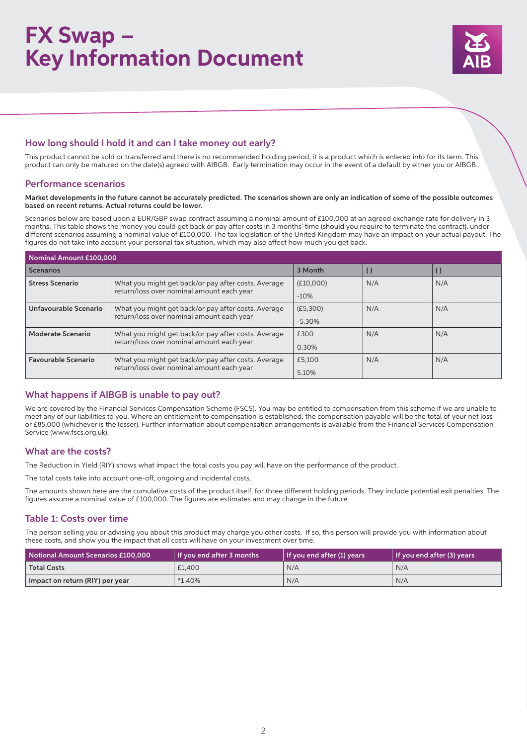# FX Swap – Key Information Document

## How long should I hold it and can I take money out early?

This product cannot be sold or transferred and there is no recommended holding period, it is a product which is entered into for its term. This product can only be matured on the date(s) agreed with AIBGB. Early termination may occur in the event of a default by either you or AIBGB..

## Performance scenarios

**Market developments in the future cannot be accurately predicted. The scenarios shown are only an indication of some of the possible outcomes based on recent returns. Actual returns could be lower.**

Scenarios below are based upon a EUR/GBP swap contract assuming a nominal amount of £100,000 at an agreed exchange rate for delivery in 3 months. This table shows the money you could get back or pay after costs in 3 months' time (should you require to terminate the contract), under different scenarios assuming a nominal value of £100,000. The tax legislation of the United Kingdom may have an impact on your actual payout. The figures do not take into account your personal tax situation, which may also affect how much you get back.

| Nominal Amount £100,000 | | | | |
|---|---|---|---|---|
| **Scenarios** | | 3 Month | ( ) | ( ) |
| **Stress Scenario** | What you might get back/or pay after costs. Average return/loss over nominal amount each year | (£10,000)<br>-10% | N/A | N/A |
| **Unfavourable Scenario** | What you might get back/or pay after costs. Average return/loss over nominal amount each year | (£5,300)<br>-5.30% | N/A | N/A |
| **Moderate Scenario** | What you might get back/or pay after costs. Average return/loss over nominal amount each year | £300<br>0.30% | N/A | N/A |
| **Favourable Scenario** | What you might get back/or pay after costs. Average return/loss over nominal amount each year | £5,100<br>5.10% | N/A | N/A |

## What happens if AIBGB is unable to pay out?

We are covered by the Financial Services Compensation Scheme (FSCS). You may be entitled to compensation from this scheme if we are unable to meet any of our liabilities to you. Where an entitlement to compensation is established, the compensation payable will be the total of your net loss or £85,000 (whichever is the lesser). Further information about compensation arrangements is available from the Financial Services Compensation Service (www.fscs.org.uk).

## What are the costs?

The Reduction in Yield (RIY) shows what impact the total costs you pay will have on the performance of the product.

The total costs take into account one-off, ongoing and incidental costs.

The amounts shown here are the cumulative costs of the product itself, for three different holding periods. They include potential exit penalties. The figures assume a nominal value of £100,000. The figures are estimates and may change in the future.

## Table 1: Costs over time

The person selling you or advising you about this product may charge you other costs. If so, this person will provide you with information about these costs, and show you the impact that all costs will have on your investment over time.

| Notional Amount Scenarios £100,000 | If you end after 3 months | If you end after (1) years | If you end after (3) years |
|---|---|---|---|
| **Total Costs** | £1,400 | N/A | N/A |
| **Impact on return (RIY) per year** | *1.40% | N/A | N/A |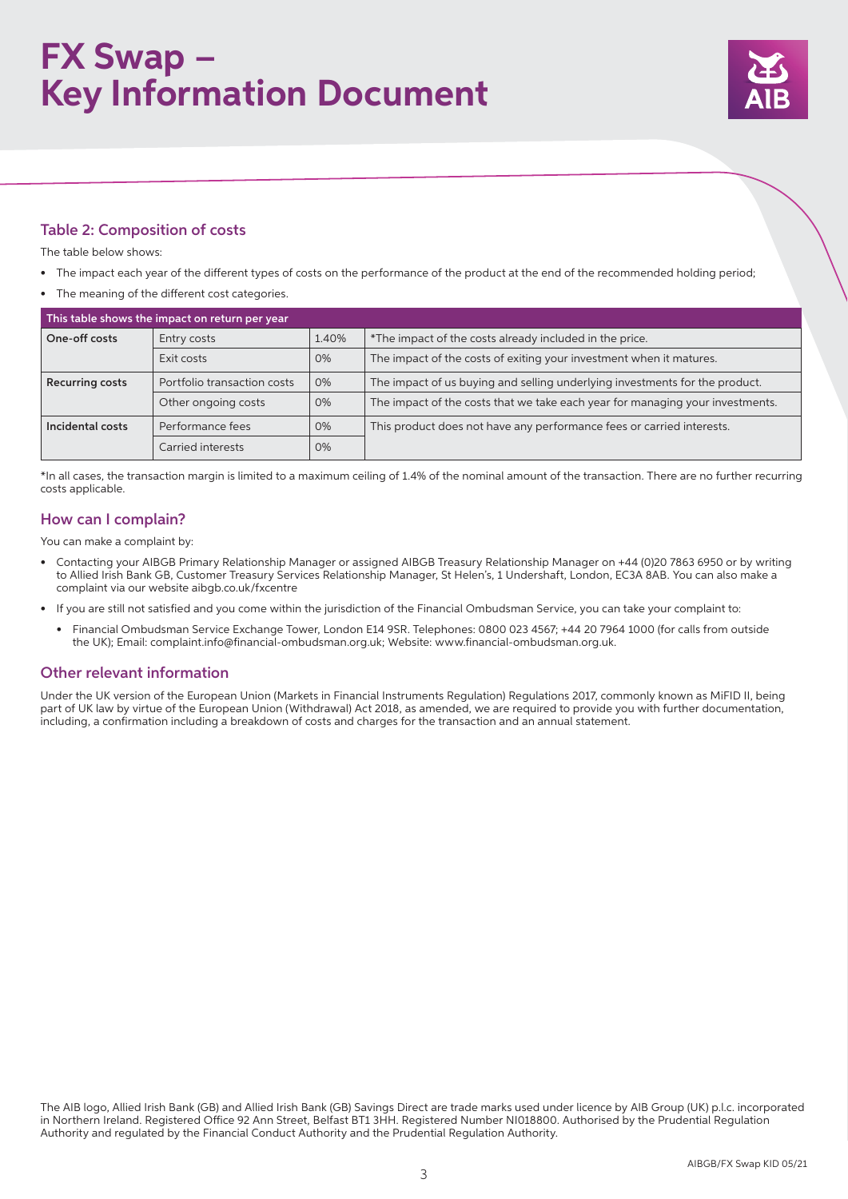# FX Swap – Key Information Document

## Table 2: Composition of costs

The table below shows:

- The impact each year of the different types of costs on the performance of the product at the end of the recommended holding period;
- The meaning of the different cost categories.

| This table shows the impact on return per year | | | |
|---|---|---|---|
| **One-off costs** | Entry costs | 1.40% | *The impact of the costs already included in the price. |
| | Exit costs | 0% | The impact of the costs of exiting your investment when it matures. |
| **Recurring costs** | Portfolio transaction costs | 0% | The impact of us buying and selling underlying investments for the product. |
| | Other ongoing costs | 0% | The impact of the costs that we take each year for managing your investments. |
| **Incidental costs** | Performance fees | 0% | This product does not have any performance fees or carried interests. |
| | Carried interests | 0% | |

*In all cases, the transaction margin is limited to a maximum ceiling of 1.4% of the nominal amount of the transaction. There are no further recurring costs applicable.

## How can I complain?

You can make a complaint by:

- Contacting your AIBGB Primary Relationship Manager or assigned AIBGB Treasury Relationship Manager on +44 (0)20 7863 6950 or by writing to Allied Irish Bank GB, Customer Treasury Services Relationship Manager, St Helen's, 1 Undershaft, London, EC3A 8AB. You can also make a complaint via our website aibgb.co.uk/fxcentre
- If you are still not satisfied and you come within the jurisdiction of the Financial Ombudsman Service, you can take your complaint to:
  - Financial Ombudsman Service Exchange Tower, London E14 9SR. Telephones: 0800 023 4567; +44 20 7964 1000 (for calls from outside the UK); Email: complaint.info@financial-ombudsman.org.uk; Website: www.financial-ombudsman.org.uk.

## Other relevant information

Under the UK version of the European Union (Markets in Financial Instruments Regulation) Regulations 2017, commonly known as MiFID II, being part of UK law by virtue of the European Union (Withdrawal) Act 2018, as amended, we are required to provide you with further documentation, including, a confirmation including a breakdown of costs and charges for the transaction and an annual statement.

The AIB logo, Allied Irish Bank (GB) and Allied Irish Bank (GB) Savings Direct are trade marks used under licence by AIB Group (UK) p.l.c. incorporated in Northern Ireland. Registered Office 92 Ann Street, Belfast BT1 3HH. Registered Number NI018800. Authorised by the Prudential Regulation Authority and regulated by the Financial Conduct Authority and the Prudential Regulation Authority.

AIBGB/FX Swap KID 05/21